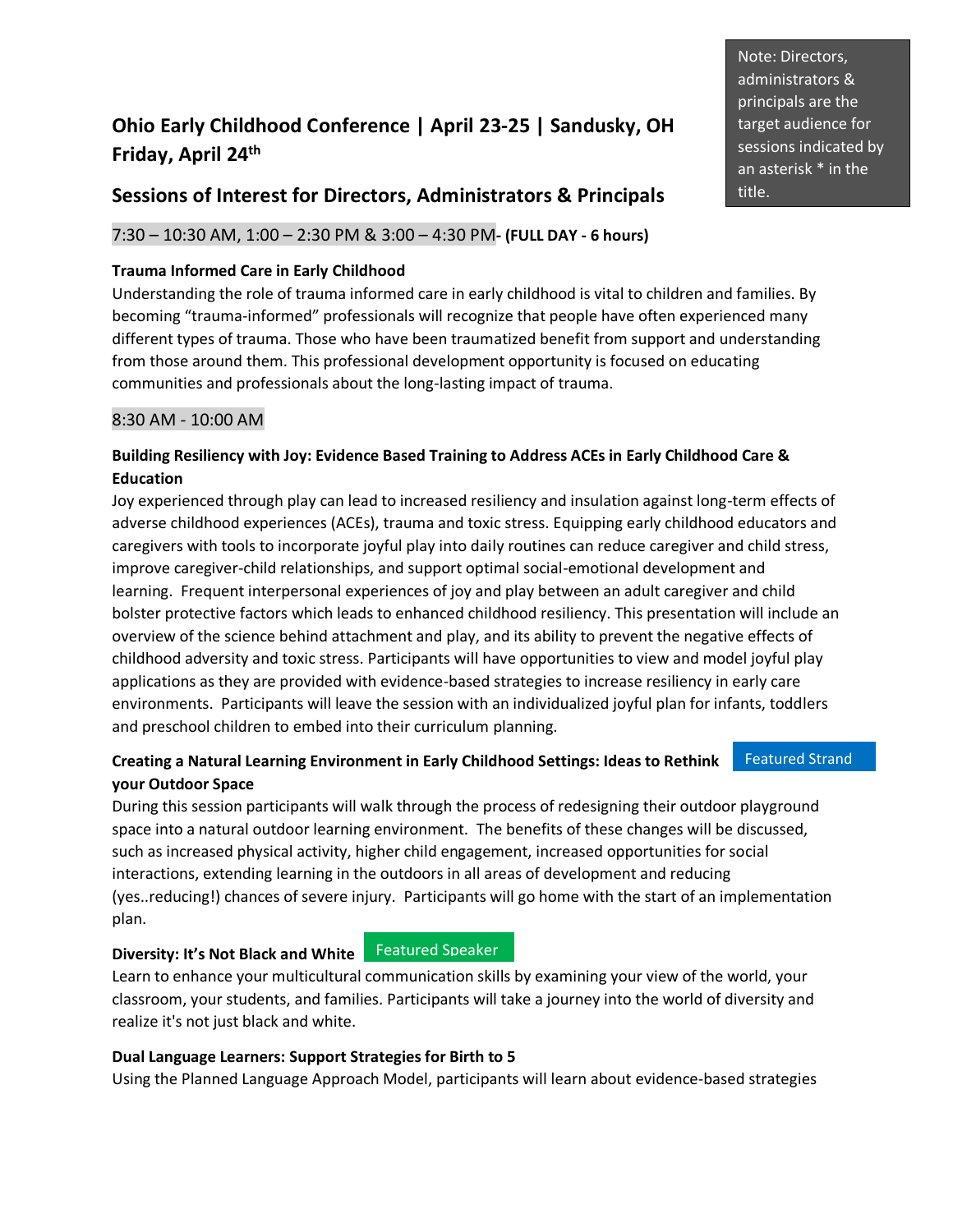> Note: Directors, administrators & principals are the target audience for sessions indicated by an asterisk * in the title.

## Ohio Early Childhood Conference | April 23-25 | Sandusky, OH
## Friday, April 24th

## Sessions of Interest for Directors, Administrators & Principals

7:30 – 10:30 AM, 1:00 – 2:30 PM & 3:00 – 4:30 PM- **(FULL DAY - 6 hours)**

**Trauma Informed Care in Early Childhood**
Understanding the role of trauma informed care in early childhood is vital to children and families. By becoming "trauma-informed" professionals will recognize that people have often experienced many different types of trauma. Those who have been traumatized benefit from support and understanding from those around them. This professional development opportunity is focused on educating communities and professionals about the long-lasting impact of trauma.

8:30 AM - 10:00 AM

**Building Resiliency with Joy: Evidence Based Training to Address ACEs in Early Childhood Care & Education**
Joy experienced through play can lead to increased resiliency and insulation against long-term effects of adverse childhood experiences (ACEs), trauma and toxic stress. Equipping early childhood educators and caregivers with tools to incorporate joyful play into daily routines can reduce caregiver and child stress, improve caregiver-child relationships, and support optimal social-emotional development and learning. Frequent interpersonal experiences of joy and play between an adult caregiver and child bolster protective factors which leads to enhanced childhood resiliency. This presentation will include an overview of the science behind attachment and play, and its ability to prevent the negative effects of childhood adversity and toxic stress. Participants will have opportunities to view and model joyful play applications as they are provided with evidence-based strategies to increase resiliency in early care environments. Participants will leave the session with an individualized joyful plan for infants, toddlers and preschool children to embed into their curriculum planning.

**Creating a Natural Learning Environment in Early Childhood Settings: Ideas to Rethink your Outdoor Space** Featured Strand
During this session participants will walk through the process of redesigning their outdoor playground space into a natural outdoor learning environment. The benefits of these changes will be discussed, such as increased physical activity, higher child engagement, increased opportunities for social interactions, extending learning in the outdoors in all areas of development and reducing (yes..reducing!) chances of severe injury. Participants will go home with the start of an implementation plan.

**Diversity: It's Not Black and White** Featured Speaker
Learn to enhance your multicultural communication skills by examining your view of the world, your classroom, your students, and families. Participants will take a journey into the world of diversity and realize it's not just black and white.

**Dual Language Learners: Support Strategies for Birth to 5**
Using the Planned Language Approach Model, participants will learn about evidence-based strategies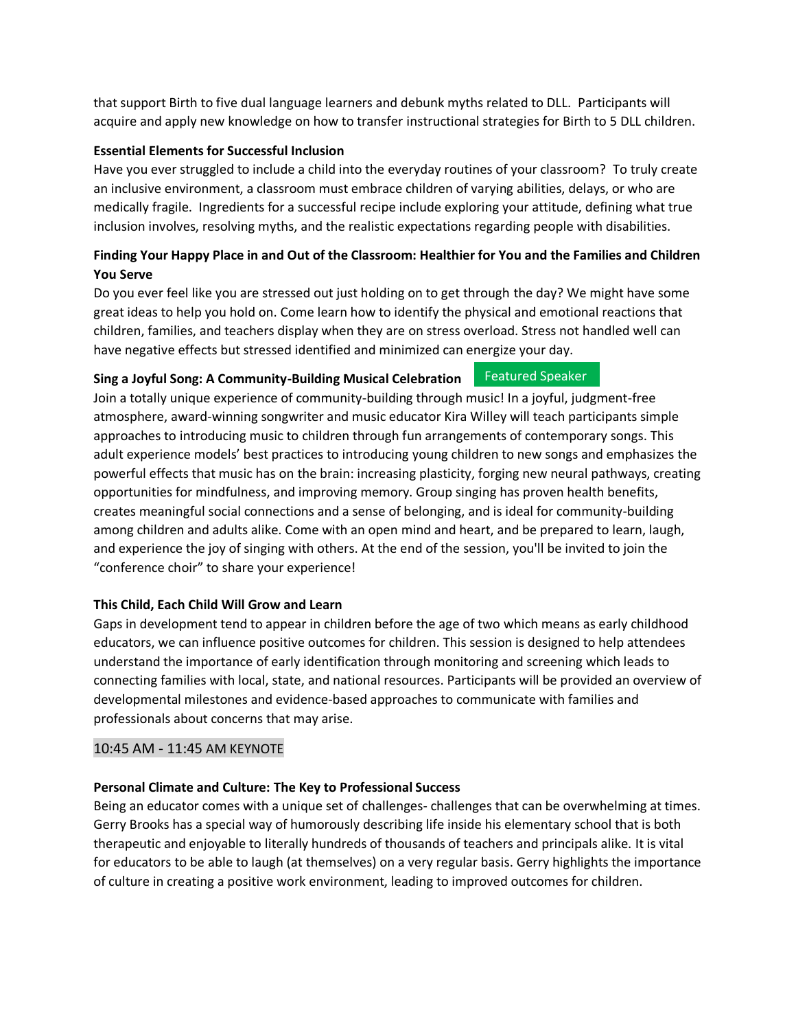that support Birth to five dual language learners and debunk myths related to DLL. Participants will acquire and apply new knowledge on how to transfer instructional strategies for Birth to 5 DLL children.

**Essential Elements for Successful Inclusion**

Have you ever struggled to include a child into the everyday routines of your classroom? To truly create an inclusive environment, a classroom must embrace children of varying abilities, delays, or who are medically fragile. Ingredients for a successful recipe include exploring your attitude, defining what true inclusion involves, resolving myths, and the realistic expectations regarding people with disabilities.

**Finding Your Happy Place in and Out of the Classroom: Healthier for You and the Families and Children You Serve**

Do you ever feel like you are stressed out just holding on to get through the day? We might have some great ideas to help you hold on. Come learn how to identify the physical and emotional reactions that children, families, and teachers display when they are on stress overload. Stress not handled well can have negative effects but stressed identified and minimized can energize your day.

**Sing a Joyful Song: A Community-Building Musical Celebration** Featured Speaker

Join a totally unique experience of community-building through music! In a joyful, judgment-free atmosphere, award-winning songwriter and music educator Kira Willey will teach participants simple approaches to introducing music to children through fun arrangements of contemporary songs. This adult experience models' best practices to introducing young children to new songs and emphasizes the powerful effects that music has on the brain: increasing plasticity, forging new neural pathways, creating opportunities for mindfulness, and improving memory. Group singing has proven health benefits, creates meaningful social connections and a sense of belonging, and is ideal for community-building among children and adults alike. Come with an open mind and heart, and be prepared to learn, laugh, and experience the joy of singing with others. At the end of the session, you'll be invited to join the "conference choir" to share your experience!

**This Child, Each Child Will Grow and Learn**

Gaps in development tend to appear in children before the age of two which means as early childhood educators, we can influence positive outcomes for children. This session is designed to help attendees understand the importance of early identification through monitoring and screening which leads to connecting families with local, state, and national resources. Participants will be provided an overview of developmental milestones and evidence-based approaches to communicate with families and professionals about concerns that may arise.

10:45 AM - 11:45 AM KEYNOTE

**Personal Climate and Culture: The Key to Professional Success**

Being an educator comes with a unique set of challenges- challenges that can be overwhelming at times. Gerry Brooks has a special way of humorously describing life inside his elementary school that is both therapeutic and enjoyable to literally hundreds of thousands of teachers and principals alike. It is vital for educators to be able to laugh (at themselves) on a very regular basis. Gerry highlights the importance of culture in creating a positive work environment, leading to improved outcomes for children.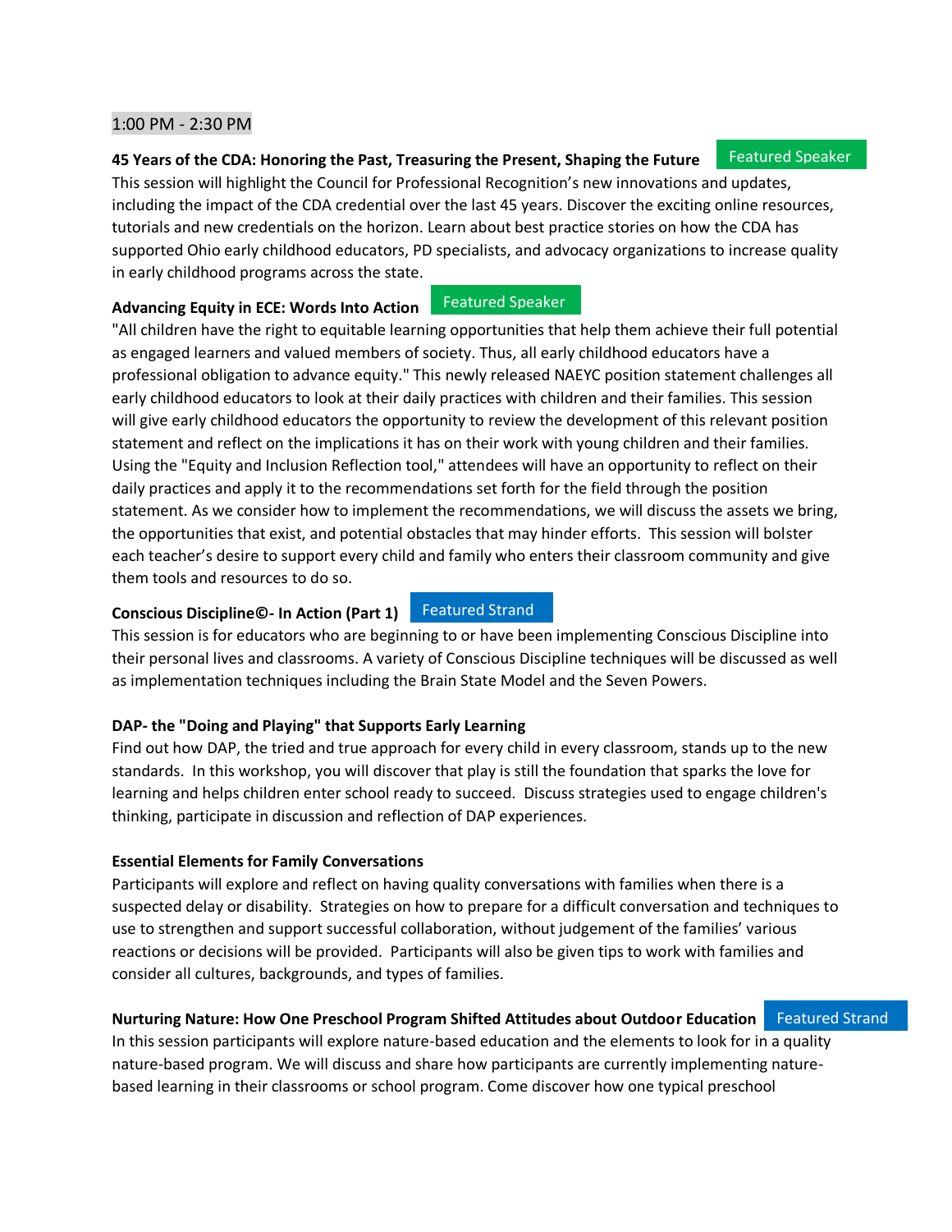1:00 PM - 2:30 PM

**45 Years of the CDA: Honoring the Past, Treasuring the Present, Shaping the Future** Featured Speaker

This session will highlight the Council for Professional Recognition's new innovations and updates, including the impact of the CDA credential over the last 45 years. Discover the exciting online resources, tutorials and new credentials on the horizon. Learn about best practice stories on how the CDA has supported Ohio early childhood educators, PD specialists, and advocacy organizations to increase quality in early childhood programs across the state.

**Advancing Equity in ECE: Words Into Action** Featured Speaker

"All children have the right to equitable learning opportunities that help them achieve their full potential as engaged learners and valued members of society. Thus, all early childhood educators have a professional obligation to advance equity." This newly released NAEYC position statement challenges all early childhood educators to look at their daily practices with children and their families. This session will give early childhood educators the opportunity to review the development of this relevant position statement and reflect on the implications it has on their work with young children and their families. Using the "Equity and Inclusion Reflection tool," attendees will have an opportunity to reflect on their daily practices and apply it to the recommendations set forth for the field through the position statement. As we consider how to implement the recommendations, we will discuss the assets we bring, the opportunities that exist, and potential obstacles that may hinder efforts. This session will bolster each teacher's desire to support every child and family who enters their classroom community and give them tools and resources to do so.

**Conscious Discipline©- In Action (Part 1)** Featured Strand

This session is for educators who are beginning to or have been implementing Conscious Discipline into their personal lives and classrooms. A variety of Conscious Discipline techniques will be discussed as well as implementation techniques including the Brain State Model and the Seven Powers.

**DAP- the "Doing and Playing" that Supports Early Learning**

Find out how DAP, the tried and true approach for every child in every classroom, stands up to the new standards. In this workshop, you will discover that play is still the foundation that sparks the love for learning and helps children enter school ready to succeed. Discuss strategies used to engage children's thinking, participate in discussion and reflection of DAP experiences.

**Essential Elements for Family Conversations**

Participants will explore and reflect on having quality conversations with families when there is a suspected delay or disability. Strategies on how to prepare for a difficult conversation and techniques to use to strengthen and support successful collaboration, without judgement of the families' various reactions or decisions will be provided. Participants will also be given tips to work with families and consider all cultures, backgrounds, and types of families.

**Nurturing Nature: How One Preschool Program Shifted Attitudes about Outdoor Education** Featured Strand

In this session participants will explore nature-based education and the elements to look for in a quality nature-based program. We will discuss and share how participants are currently implementing nature-based learning in their classrooms or school program. Come discover how one typical preschool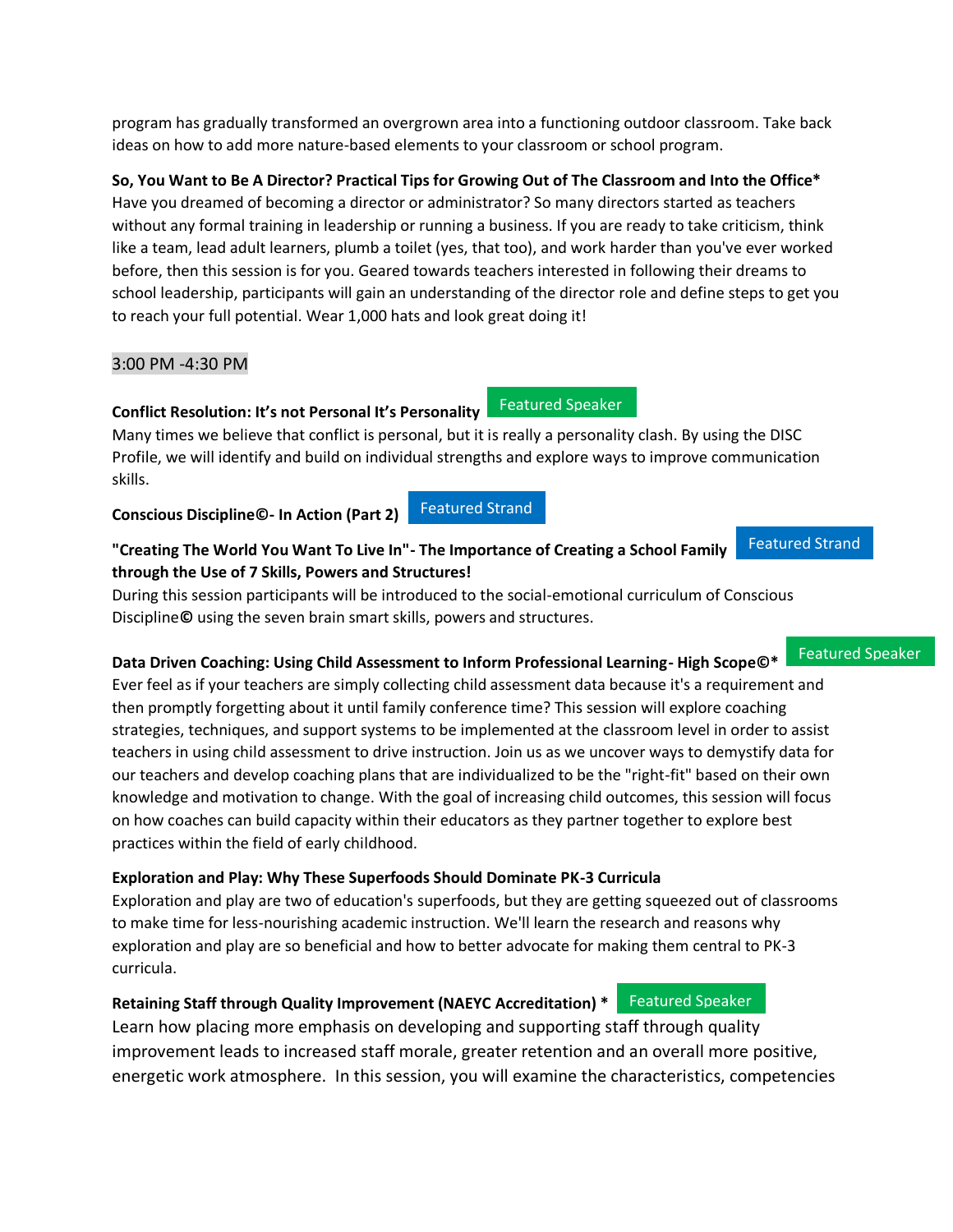program has gradually transformed an overgrown area into a functioning outdoor classroom. Take back ideas on how to add more nature-based elements to your classroom or school program.

**So, You Want to Be A Director? Practical Tips for Growing Out of The Classroom and Into the Office***
Have you dreamed of becoming a director or administrator? So many directors started as teachers without any formal training in leadership or running a business. If you are ready to take criticism, think like a team, lead adult learners, plumb a toilet (yes, that too), and work harder than you've ever worked before, then this session is for you. Geared towards teachers interested in following their dreams to school leadership, participants will gain an understanding of the director role and define steps to get you to reach your full potential. Wear 1,000 hats and look great doing it!

3:00 PM -4:30 PM

**Conflict Resolution: It's not Personal It's Personality** Featured Speaker
Many times we believe that conflict is personal, but it is really a personality clash. By using the DISC Profile, we will identify and build on individual strengths and explore ways to improve communication skills.

**Conscious Discipline©- In Action (Part 2)** Featured Strand

**"Creating The World You Want To Live In"- The Importance of Creating a School Family through the Use of 7 Skills, Powers and Structures!** Featured Strand
During this session participants will be introduced to the social-emotional curriculum of Conscious Discipline**©** using the seven brain smart skills, powers and structures.

**Data Driven Coaching: Using Child Assessment to Inform Professional Learning- High Scope©*** Featured Speaker
Ever feel as if your teachers are simply collecting child assessment data because it's a requirement and then promptly forgetting about it until family conference time? This session will explore coaching strategies, techniques, and support systems to be implemented at the classroom level in order to assist teachers in using child assessment to drive instruction. Join us as we uncover ways to demystify data for our teachers and develop coaching plans that are individualized to be the "right-fit" based on their own knowledge and motivation to change. With the goal of increasing child outcomes, this session will focus on how coaches can build capacity within their educators as they partner together to explore best practices within the field of early childhood.

**Exploration and Play: Why These Superfoods Should Dominate PK-3 Curricula**
Exploration and play are two of education's superfoods, but they are getting squeezed out of classrooms to make time for less-nourishing academic instruction. We'll learn the research and reasons why exploration and play are so beneficial and how to better advocate for making them central to PK-3 curricula.

**Retaining Staff through Quality Improvement (NAEYC Accreditation) *** Featured Speaker
Learn how placing more emphasis on developing and supporting staff through quality improvement leads to increased staff morale, greater retention and an overall more positive, energetic work atmosphere. In this session, you will examine the characteristics, competencies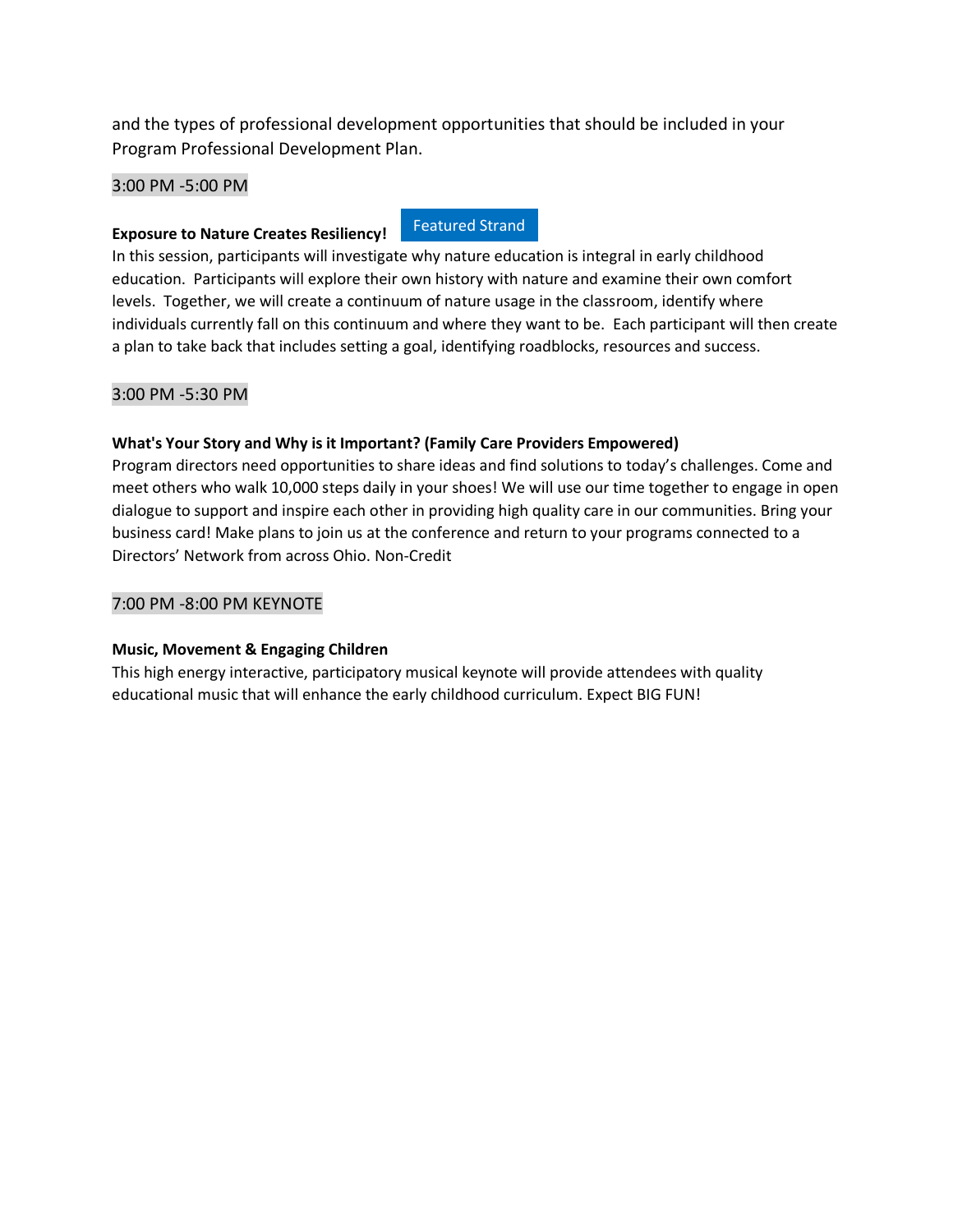and the types of professional development opportunities that should be included in your Program Professional Development Plan.

3:00 PM -5:00 PM

**Exposure to Nature Creates Resiliency!** Featured Strand

In this session, participants will investigate why nature education is integral in early childhood education. Participants will explore their own history with nature and examine their own comfort levels. Together, we will create a continuum of nature usage in the classroom, identify where individuals currently fall on this continuum and where they want to be. Each participant will then create a plan to take back that includes setting a goal, identifying roadblocks, resources and success.

3:00 PM -5:30 PM

**What's Your Story and Why is it Important? (Family Care Providers Empowered)**

Program directors need opportunities to share ideas and find solutions to today's challenges. Come and meet others who walk 10,000 steps daily in your shoes! We will use our time together to engage in open dialogue to support and inspire each other in providing high quality care in our communities. Bring your business card! Make plans to join us at the conference and return to your programs connected to a Directors' Network from across Ohio. Non-Credit

7:00 PM -8:00 PM KEYNOTE

**Music, Movement & Engaging Children**

This high energy interactive, participatory musical keynote will provide attendees with quality educational music that will enhance the early childhood curriculum. Expect BIG FUN!